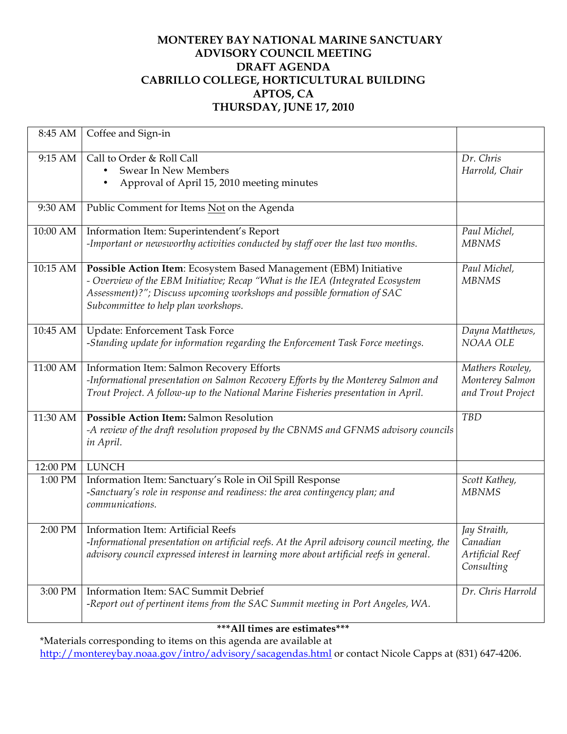# MONTEREY BAY NATIONAL MARINE SANCTUARY
# ADVISORY COUNCIL MEETING
# DRAFT AGENDA
# CABRILLO COLLEGE, HORTICULTURAL BUILDING
# APTOS, CA
# THURSDAY, JUNE 17, 2010

| Time | Item | Presenter |
|---|---|---|
| 8:45 AM | Coffee and Sign-in | |
| 9:15 AM | Call to Order & Roll Call<br>• Swear In New Members<br>• Approval of April 15, 2010 meeting minutes | *Dr. Chris Harrold, Chair* |
| 9:30 AM | Public Comment for Items <u>Not</u> on the Agenda | |
| 10:00 AM | Information Item: Superintendent's Report<br>*-Important or newsworthy activities conducted by staff over the last two months.* | *Paul Michel, MBNMS* |
| 10:15 AM | **Possible Action Item**: Ecosystem Based Management (EBM) Initiative<br>*- Overview of the EBM Initiative; Recap "What is the IEA (Integrated Ecosystem Assessment)?"; Discuss upcoming workshops and possible formation of SAC Subcommittee to help plan workshops.* | *Paul Michel, MBNMS* |
| 10:45 AM | Update: Enforcement Task Force<br>*-Standing update for information regarding the Enforcement Task Force meetings.* | *Dayna Matthews, NOAA OLE* |
| 11:00 AM | Information Item: Salmon Recovery Efforts<br>*-Informational presentation on Salmon Recovery Efforts by the Monterey Salmon and Trout Project. A follow-up to the National Marine Fisheries presentation in April.* | *Mathers Rowley, Monterey Salmon and Trout Project* |
| 11:30 AM | **Possible Action Item:** Salmon Resolution<br>*-A review of the draft resolution proposed by the CBNMS and GFNMS advisory councils in April.* | *TBD* |
| 12:00 PM | LUNCH | |
| 1:00 PM | Information Item: Sanctuary's Role in Oil Spill Response<br>*-Sanctuary's role in response and readiness: the area contingency plan; and communications.* | *Scott Kathey, MBNMS* |
| 2:00 PM | Information Item: Artificial Reefs<br>*-Informational presentation on artificial reefs. At the April advisory council meeting, the advisory council expressed interest in learning more about artificial reefs in general.* | *Jay Straith, Canadian Artificial Reef Consulting* |
| 3:00 PM | Information Item: SAC Summit Debrief<br>*-Report out of pertinent items from the SAC Summit meeting in Port Angeles, WA.* | *Dr. Chris Harrold* |

**\*\*\*All times are estimates\*\*\***

*Materials corresponding to items on this agenda are available at http://montereybay.noaa.gov/intro/advisory/sacagendas.html or contact Nicole Capps at (831) 647-4206.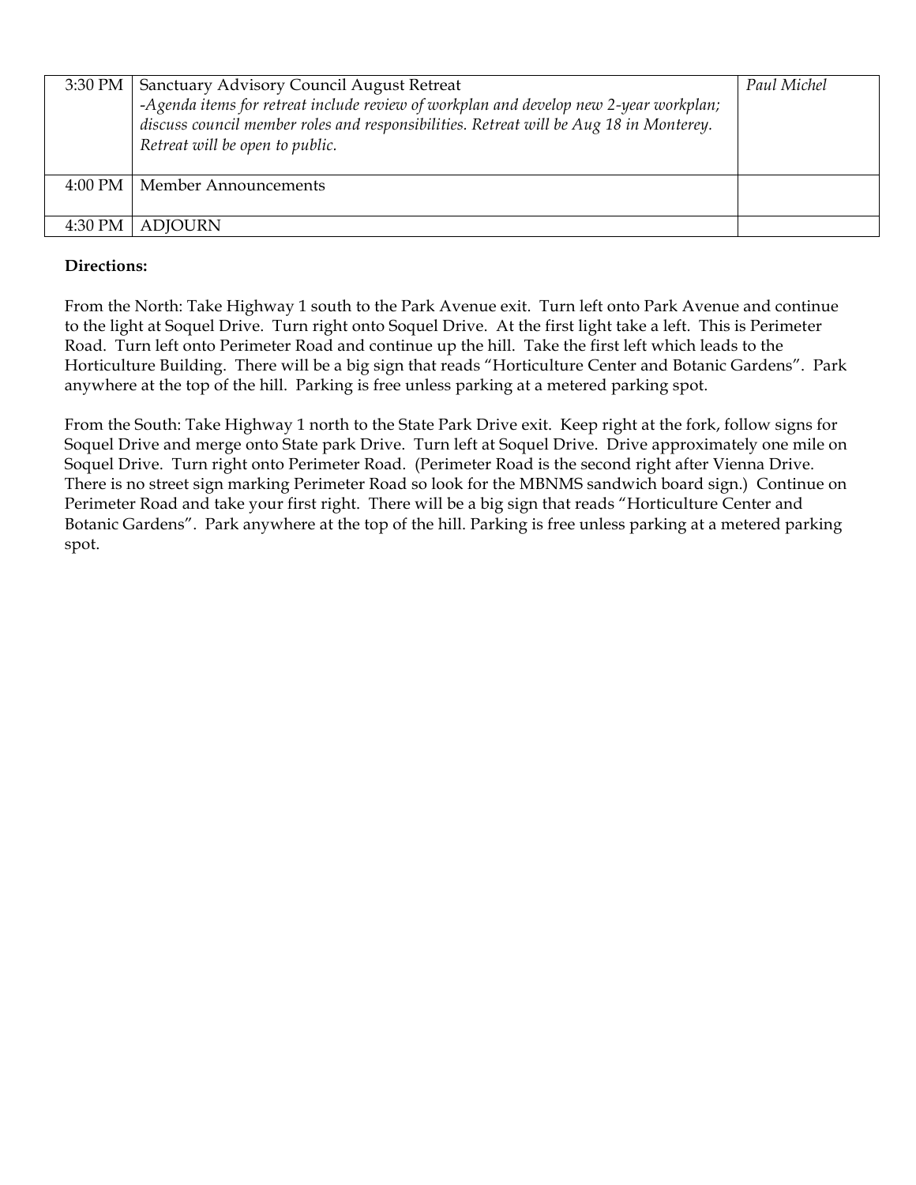| | | |
|---|---|---|
| 3:30 PM | Sanctuary Advisory Council August Retreat<br>*-Agenda items for retreat include review of workplan and develop new 2-year workplan; discuss council member roles and responsibilities. Retreat will be Aug 18 in Monterey. Retreat will be open to public.* | *Paul Michel* |
| 4:00 PM | Member Announcements | |
| 4:30 PM | ADJOURN | |

**Directions:**

From the North: Take Highway 1 south to the Park Avenue exit. Turn left onto Park Avenue and continue to the light at Soquel Drive. Turn right onto Soquel Drive. At the first light take a left. This is Perimeter Road. Turn left onto Perimeter Road and continue up the hill. Take the first left which leads to the Horticulture Building. There will be a big sign that reads "Horticulture Center and Botanic Gardens". Park anywhere at the top of the hill. Parking is free unless parking at a metered parking spot.

From the South: Take Highway 1 north to the State Park Drive exit. Keep right at the fork, follow signs for Soquel Drive and merge onto State park Drive. Turn left at Soquel Drive. Drive approximately one mile on Soquel Drive. Turn right onto Perimeter Road. (Perimeter Road is the second right after Vienna Drive. There is no street sign marking Perimeter Road so look for the MBNMS sandwich board sign.) Continue on Perimeter Road and take your first right. There will be a big sign that reads "Horticulture Center and Botanic Gardens". Park anywhere at the top of the hill. Parking is free unless parking at a metered parking spot.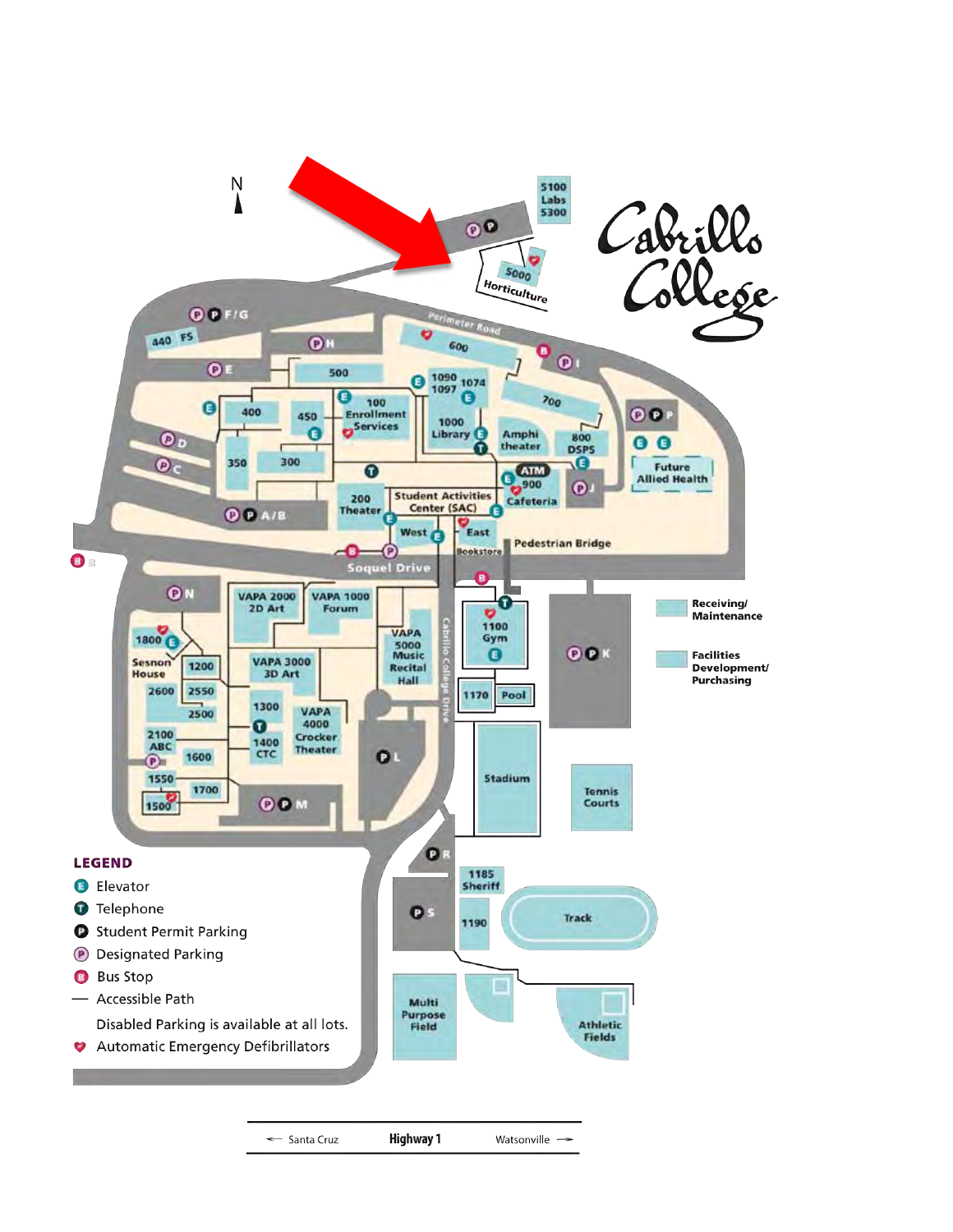# Cabrillo College

N

5100 Labs 5300

5000 Horticulture

Perimeter Road

Soquel Drive

Cabrillo College Drive

Pedestrian Bridge

440 FS

F/G

H

E

D

C

A/B

I

P

J

K

L

M

N

R

S

500

600

700

400

450

350

300

100 Enrollment Services

1090 1097 1074

1000 Library

Amphi theater

800 DSPS

ATM 900 Cafeteria

Future Allied Health

200 Theater

Student Activities Center (SAC)

West

East Bookstore

VAPA 2000 2D Art

VAPA 1000 Forum

VAPA 5000 Music Recital Hall

VAPA 3000 3D Art

VAPA 4000 Crocker Theater

1800

Sesnon House

1200

2600

2550

2500

1300

1400 CTC

2100 ABC

1600

1550

1700

1500

1100 Gym

1170

Pool

Stadium

Tennis Courts

1185 Sheriff

1190

Track

Multi Purpose Field

Athletic Fields

Receiving/ Maintenance

Facilities Development/ Purchasing

## LEGEND

- Elevator
- Telephone
- Student Permit Parking
- Designated Parking
- Bus Stop
- Accessible Path

Disabled Parking is available at all lots.

- Automatic Emergency Defibrillators

← Santa Cruz **Highway 1** Watsonville →